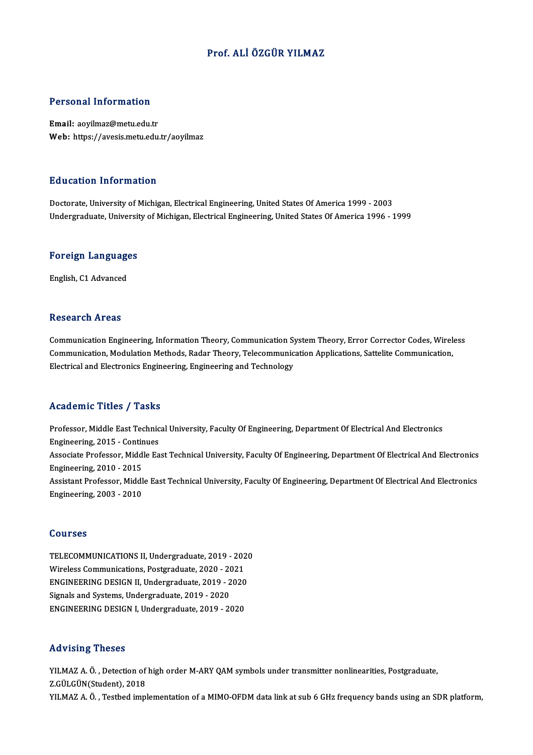# Prof. ALİ ÖZGÜR YILMAZ

## Personal Information

**Email:** aoyilmaz@metu.edu.tr
**Web:** https://avesis.metu.edu.tr/aoyilmaz

## Education Information

Doctorate, University of Michigan, Electrical Engineering, United States Of America 1999 - 2003
Undergraduate, University of Michigan, Electrical Engineering, United States Of America 1996 - 1999

## Foreign Languages

English, C1 Advanced

## Research Areas

Communication Engineering, Information Theory, Communication System Theory, Error Corrector Codes, Wireless Communication, Modulation Methods, Radar Theory, Telecommunication Applications, Sattelite Communication, Electrical and Electronics Engineering, Engineering and Technology

## Academic Titles / Tasks

Professor, Middle East Technical University, Faculty Of Engineering, Department Of Electrical And Electronics Engineering, 2015 - Continues
Associate Professor, Middle East Technical University, Faculty Of Engineering, Department Of Electrical And Electronics Engineering, 2010 - 2015
Assistant Professor, Middle East Technical University, Faculty Of Engineering, Department Of Electrical And Electronics Engineering, 2003 - 2010

## Courses

TELECOMMUNICATIONS II, Undergraduate, 2019 - 2020
Wireless Communications, Postgraduate, 2020 - 2021
ENGINEERING DESIGN II, Undergraduate, 2019 - 2020
Signals and Systems, Undergraduate, 2019 - 2020
ENGINEERING DESIGN I, Undergraduate, 2019 - 2020

## Advising Theses

YILMAZ A. Ö. , Detection of high order M-ARY QAM symbols under transmitter nonlinearities, Postgraduate, Z.GÜLGÜN(Student), 2018
YILMAZ A. Ö. , Testbed implementation of a MIMO-OFDM data link at sub 6 GHz frequency bands using an SDR platform,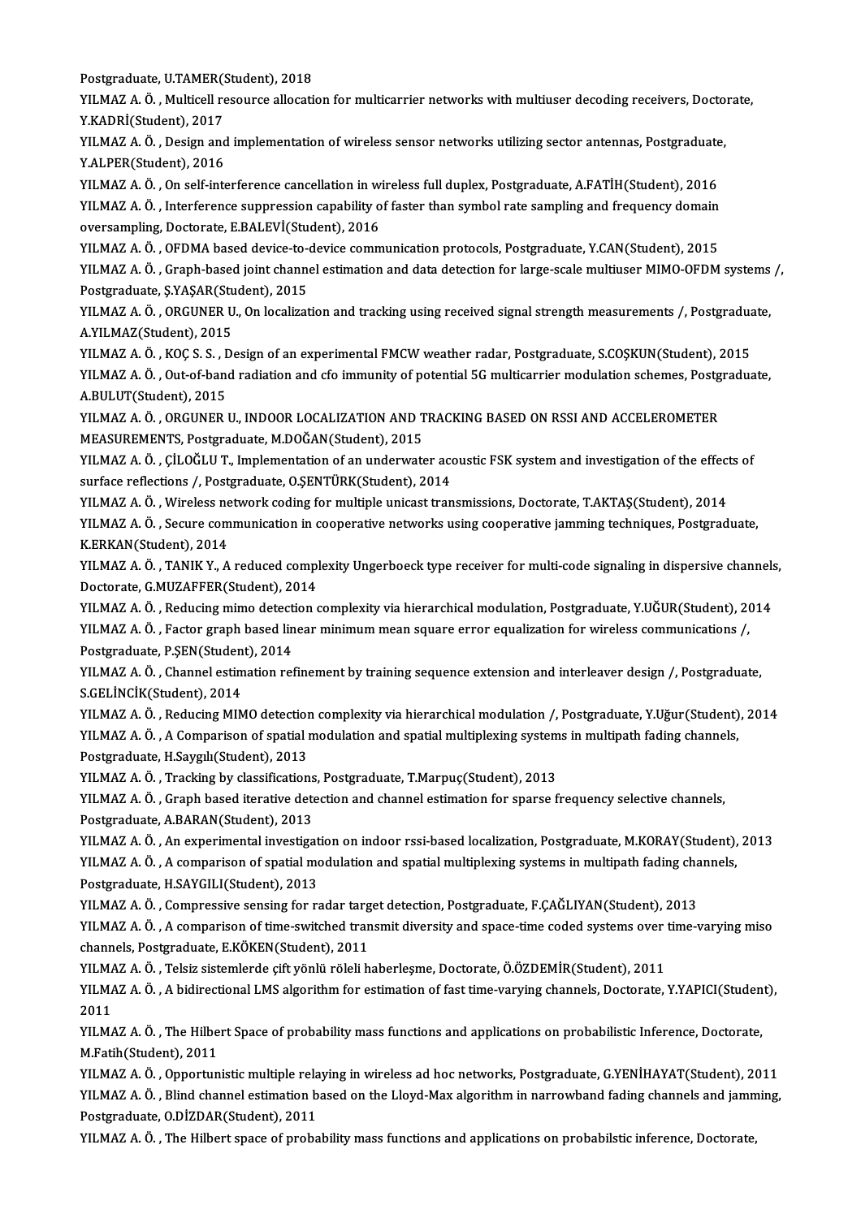Postgraduate, U.TAMER(Student), 2018

YILMAZ A. Ö. , Multicell resource allocation for multicarrier networks with multiuser decoding receivers, Doctorate, Y.KADRİ(Student), 2017

YILMAZ A. Ö. , Design and implementation of wireless sensor networks utilizing sector antennas, Postgraduate, Y.ALPER(Student), 2016

YILMAZ A. Ö. , On self-interference cancellation in wireless full duplex, Postgraduate, A.FATİH(Student), 2016

YILMAZ A. Ö. , Interference suppression capability of faster than symbol rate sampling and frequency domain oversampling, Doctorate, E.BALEVİ(Student), 2016

YILMAZ A. Ö. , OFDMA based device-to-device communication protocols, Postgraduate, Y.CAN(Student), 2015

YILMAZ A. Ö. , Graph-based joint channel estimation and data detection for large-scale multiuser MIMO-OFDM systems /, Postgraduate, Ş.YAŞAR(Student), 2015

YILMAZ A. Ö. , ORGUNER U., On localization and tracking using received signal strength measurements /, Postgraduate, A.YILMAZ(Student), 2015

YILMAZ A. Ö. , KOÇ S. S. , Design of an experimental FMCW weather radar, Postgraduate, S.COŞKUN(Student), 2015

YILMAZ A. Ö. , Out-of-band radiation and cfo immunity of potential 5G multicarrier modulation schemes, Postgraduate, A.BULUT(Student), 2015

YILMAZ A. Ö. , ORGUNER U., INDOOR LOCALIZATION AND TRACKING BASED ON RSSI AND ACCELEROMETER MEASUREMENTS, Postgraduate, M.DOĞAN(Student), 2015

YILMAZ A. Ö. , ÇİLOĞLU T., Implementation of an underwater acoustic FSK system and investigation of the effects of surface reflections /, Postgraduate, O.ŞENTÜRK(Student), 2014

YILMAZ A. Ö. , Wireless network coding for multiple unicast transmissions, Doctorate, T.AKTAŞ(Student), 2014

YILMAZ A. Ö. , Secure communication in cooperative networks using cooperative jamming techniques, Postgraduate, K.ERKAN(Student), 2014

YILMAZ A. Ö. , TANIK Y., A reduced complexity Ungerboeck type receiver for multi-code signaling in dispersive channels, Doctorate, G.MUZAFFER(Student), 2014

YILMAZ A. Ö. , Reducing mimo detection complexity via hierarchical modulation, Postgraduate, Y.UĞUR(Student), 2014

YILMAZ A. Ö. , Factor graph based linear minimum mean square error equalization for wireless communications /, Postgraduate, P.ŞEN(Student), 2014

YILMAZ A. Ö. , Channel estimation refinement by training sequence extension and interleaver design /, Postgraduate, S.GELİNCİK(Student), 2014

YILMAZ A. Ö. , Reducing MIMO detection complexity via hierarchical modulation /, Postgraduate, Y.Uğur(Student), 2014

YILMAZ A. Ö. , A Comparison of spatial modulation and spatial multiplexing systems in multipath fading channels, Postgraduate, H.Saygılı(Student), 2013

YILMAZ A. Ö. , Tracking by classifications, Postgraduate, T.Marpuç(Student), 2013

YILMAZ A. Ö. , Graph based iterative detection and channel estimation for sparse frequency selective channels, Postgraduate, A.BARAN(Student), 2013

YILMAZ A. Ö. , An experimental investigation on indoor rssi-based localization, Postgraduate, M.KORAY(Student), 2013

YILMAZ A. Ö. , A comparison of spatial modulation and spatial multiplexing systems in multipath fading channels, Postgraduate, H.SAYGILI(Student), 2013

YILMAZ A. Ö. , Compressive sensing for radar target detection, Postgraduate, F.ÇAĞLIYAN(Student), 2013

YILMAZ A. Ö. , A comparison of time-switched transmit diversity and space-time coded systems over time-varying miso channels, Postgraduate, E.KÖKEN(Student), 2011

YILMAZ A. Ö. , Telsiz sistemlerde çift yönlü röleli haberleşme, Doctorate, Ö.ÖZDEMİR(Student), 2011

YILMAZ A. Ö. , A bidirectional LMS algorithm for estimation of fast time-varying channels, Doctorate, Y.YAPICI(Student), 2011

YILMAZ A. Ö. , The Hilbert Space of probability mass functions and applications on probabilistic Inference, Doctorate, M.Fatih(Student), 2011

YILMAZ A. Ö. , Opportunistic multiple relaying in wireless ad hoc networks, Postgraduate, G.YENİHAYAT(Student), 2011

YILMAZ A. Ö. , Blind channel estimation based on the Lloyd-Max algorithm in narrowband fading channels and jamming, Postgraduate, O.DİZDAR(Student), 2011

YILMAZ A. Ö. , The Hilbert space of probability mass functions and applications on probabilstic inference, Doctorate,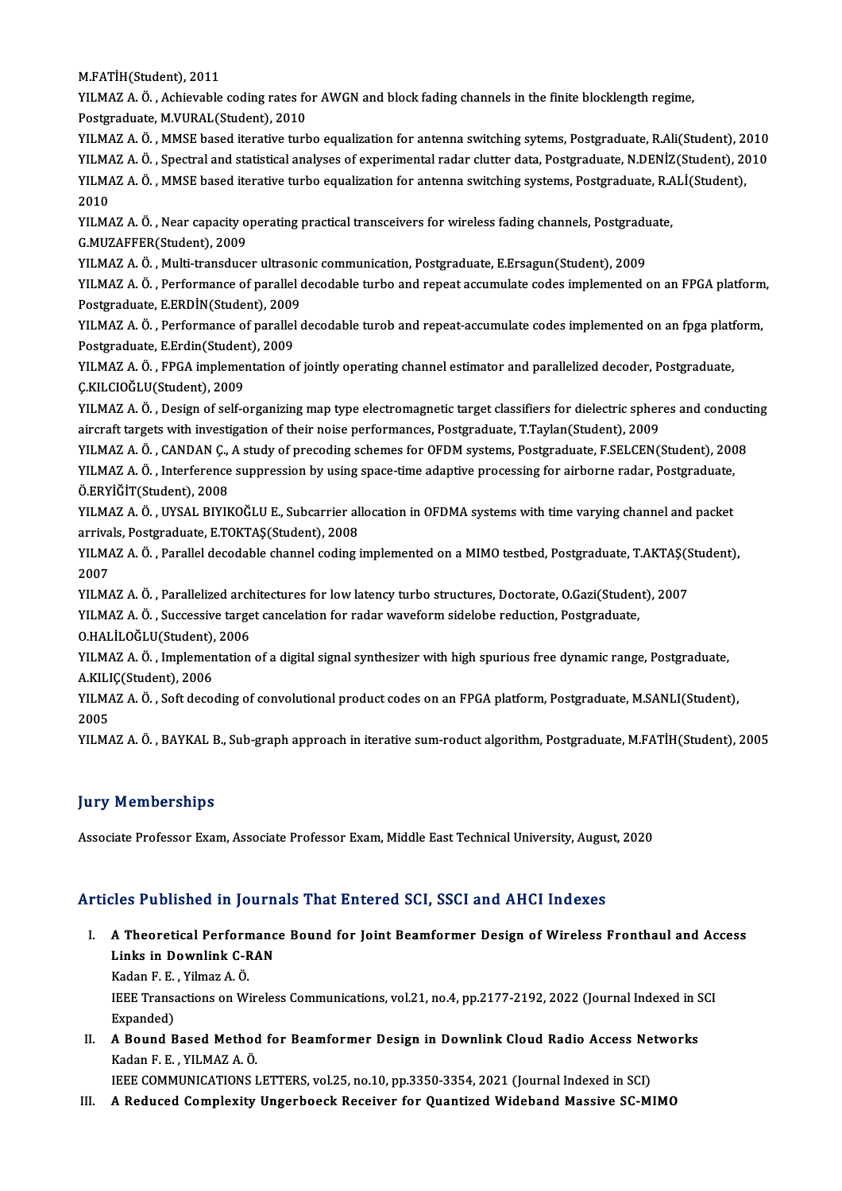M.FATİH(Student), 2011

YILMAZ A. Ö. , Achievable coding rates for AWGN and block fading channels in the finite blocklength regime, Postgraduate, M.VURAL(Student), 2010

YILMAZ A. Ö. , MMSE based iterative turbo equalization for antenna switching sytems, Postgraduate, R.Ali(Student), 2010

YILMAZ A. Ö. , Spectral and statistical analyses of experimental radar clutter data, Postgraduate, N.DENİZ(Student), 2010

YILMAZ A. Ö. , MMSE based iterative turbo equalization for antenna switching systems, Postgraduate, R.ALİ(Student), 2010

YILMAZ A. Ö. , Near capacity operating practical transceivers for wireless fading channels, Postgraduate, G.MUZAFFER(Student), 2009

YILMAZ A. Ö. , Multi-transducer ultrasonic communication, Postgraduate, E.Ersagun(Student), 2009

YILMAZ A. Ö. , Performance of parallel decodable turbo and repeat accumulate codes implemented on an FPGA platform, Postgraduate, E.ERDİN(Student), 2009

YILMAZ A. Ö. , Performance of parallel decodable turob and repeat-accumulate codes implemented on an fpga platform, Postgraduate, E.Erdin(Student), 2009

YILMAZ A. Ö. , FPGA implementation of jointly operating channel estimator and parallelized decoder, Postgraduate, Ç.KILCIOĞLU(Student), 2009

YILMAZ A. Ö. , Design of self-organizing map type electromagnetic target classifiers for dielectric spheres and conducting aircraft targets with investigation of their noise performances, Postgraduate, T.Taylan(Student), 2009

YILMAZ A. Ö. , CANDAN Ç., A study of precoding schemes for OFDM systems, Postgraduate, F.SELCEN(Student), 2008

YILMAZ A. Ö. , Interference suppression by using space-time adaptive processing for airborne radar, Postgraduate, Ö.ERYİĞİT(Student), 2008

YILMAZ A. Ö. , UYSAL BIYIKOĞLU E., Subcarrier allocation in OFDMA systems with time varying channel and packet arrivals, Postgraduate, E.TOKTAŞ(Student), 2008

YILMAZ A. Ö. , Parallel decodable channel coding implemented on a MIMO testbed, Postgraduate, T.AKTAŞ(Student), 2007

YILMAZ A. Ö. , Parallelized architectures for low latency turbo structures, Doctorate, O.Gazi(Student), 2007

YILMAZ A. Ö. , Successive target cancelation for radar waveform sidelobe reduction, Postgraduate, O.HALİLOĞLU(Student), 2006

YILMAZ A. Ö. , Implementation of a digital signal synthesizer with high spurious free dynamic range, Postgraduate, A.KILIÇ(Student), 2006

YILMAZ A. Ö. , Soft decoding of convolutional product codes on an FPGA platform, Postgraduate, M.SANLI(Student), 2005

YILMAZ A. Ö. , BAYKAL B., Sub-graph approach in iterative sum-roduct algorithm, Postgraduate, M.FATİH(Student), 2005

## Jury Memberships

Associate Professor Exam, Associate Professor Exam, Middle East Technical University, August, 2020

## Articles Published in Journals That Entered SCI, SSCI and AHCI Indexes

I. **A Theoretical Performance Bound for Joint Beamformer Design of Wireless Fronthaul and Access Links in Downlink C-RAN**
   Kadan F. E. , Yilmaz A. Ö.
   IEEE Transactions on Wireless Communications, vol.21, no.4, pp.2177-2192, 2022 (Journal Indexed in SCI Expanded)

II. **A Bound Based Method for Beamformer Design in Downlink Cloud Radio Access Networks**
   Kadan F. E. , YILMAZ A. Ö.
   IEEE COMMUNICATIONS LETTERS, vol.25, no.10, pp.3350-3354, 2021 (Journal Indexed in SCI)

III. **A Reduced Complexity Ungerboeck Receiver for Quantized Wideband Massive SC-MIMO**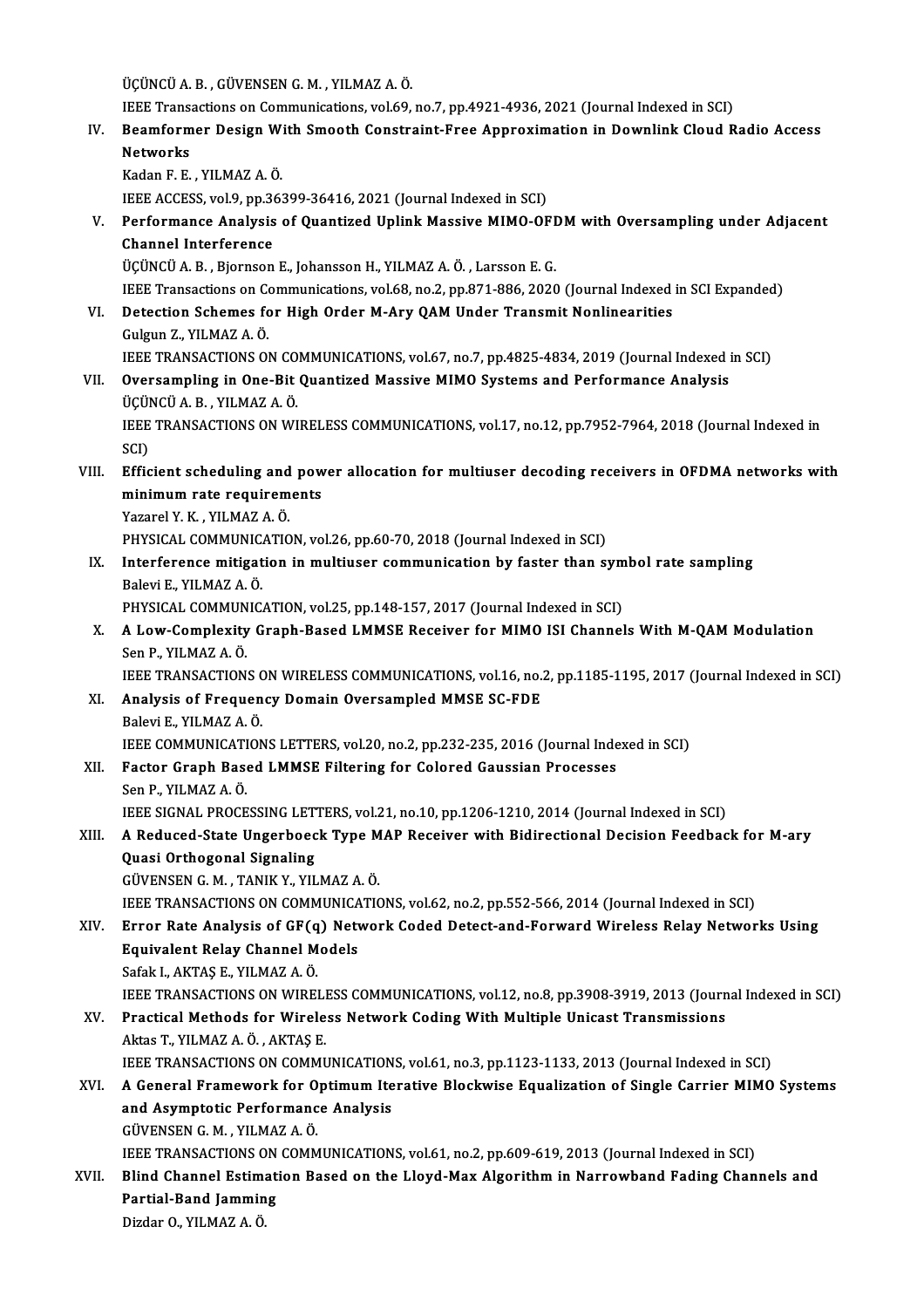ÜÇÜNCÜ A. B. , GÜVENSEN G. M. , YILMAZ A. Ö.
IEEE Transactions on Communications, vol.69, no.7, pp.4921-4936, 2021 (Journal Indexed in SCI)

IV. **Beamformer Design With Smooth Constraint-Free Approximation in Downlink Cloud Radio Access Networks**
Kadan F. E. , YILMAZ A. Ö.
IEEE ACCESS, vol.9, pp.36399-36416, 2021 (Journal Indexed in SCI)

V. **Performance Analysis of Quantized Uplink Massive MIMO-OFDM with Oversampling under Adjacent Channel Interference**
ÜÇÜNCÜ A. B. , Bjornson E., Johansson H., YILMAZ A. Ö. , Larsson E. G.
IEEE Transactions on Communications, vol.68, no.2, pp.871-886, 2020 (Journal Indexed in SCI Expanded)

VI. **Detection Schemes for High Order M-Ary QAM Under Transmit Nonlinearities**
Gulgun Z., YILMAZ A. Ö.
IEEE TRANSACTIONS ON COMMUNICATIONS, vol.67, no.7, pp.4825-4834, 2019 (Journal Indexed in SCI)

VII. **Oversampling in One-Bit Quantized Massive MIMO Systems and Performance Analysis**
ÜÇÜNCÜ A. B. , YILMAZ A. Ö.
IEEE TRANSACTIONS ON WIRELESS COMMUNICATIONS, vol.17, no.12, pp.7952-7964, 2018 (Journal Indexed in SCI)

VIII. **Efficient scheduling and power allocation for multiuser decoding receivers in OFDMA networks with minimum rate requirements**
Yazarel Y. K. , YILMAZ A. Ö.
PHYSICAL COMMUNICATION, vol.26, pp.60-70, 2018 (Journal Indexed in SCI)

IX. **Interference mitigation in multiuser communication by faster than symbol rate sampling**
Balevi E., YILMAZ A. Ö.
PHYSICAL COMMUNICATION, vol.25, pp.148-157, 2017 (Journal Indexed in SCI)

X. **A Low-Complexity Graph-Based LMMSE Receiver for MIMO ISI Channels With M-QAM Modulation**
Sen P., YILMAZ A. Ö.
IEEE TRANSACTIONS ON WIRELESS COMMUNICATIONS, vol.16, no.2, pp.1185-1195, 2017 (Journal Indexed in SCI)

XI. **Analysis of Frequency Domain Oversampled MMSE SC-FDE**
Balevi E., YILMAZ A. Ö.
IEEE COMMUNICATIONS LETTERS, vol.20, no.2, pp.232-235, 2016 (Journal Indexed in SCI)

XII. **Factor Graph Based LMMSE Filtering for Colored Gaussian Processes**
Sen P., YILMAZ A. Ö.
IEEE SIGNAL PROCESSING LETTERS, vol.21, no.10, pp.1206-1210, 2014 (Journal Indexed in SCI)

XIII. **A Reduced-State Ungerboeck Type MAP Receiver with Bidirectional Decision Feedback for M-ary Quasi Orthogonal Signaling**
GÜVENSEN G. M. , TANIK Y., YILMAZ A. Ö.
IEEE TRANSACTIONS ON COMMUNICATIONS, vol.62, no.2, pp.552-566, 2014 (Journal Indexed in SCI)

XIV. **Error Rate Analysis of GF(q) Network Coded Detect-and-Forward Wireless Relay Networks Using Equivalent Relay Channel Models**
Safak I., AKTAŞ E., YILMAZ A. Ö.
IEEE TRANSACTIONS ON WIRELESS COMMUNICATIONS, vol.12, no.8, pp.3908-3919, 2013 (Journal Indexed in SCI)

XV. **Practical Methods for Wireless Network Coding With Multiple Unicast Transmissions**
Aktas T., YILMAZ A. Ö. , AKTAŞ E.
IEEE TRANSACTIONS ON COMMUNICATIONS, vol.61, no.3, pp.1123-1133, 2013 (Journal Indexed in SCI)

XVI. **A General Framework for Optimum Iterative Blockwise Equalization of Single Carrier MIMO Systems and Asymptotic Performance Analysis**
GÜVENSEN G. M. , YILMAZ A. Ö.
IEEE TRANSACTIONS ON COMMUNICATIONS, vol.61, no.2, pp.609-619, 2013 (Journal Indexed in SCI)

XVII. **Blind Channel Estimation Based on the Lloyd-Max Algorithm in Narrowband Fading Channels and Partial-Band Jamming**
Dizdar O., YILMAZ A. Ö.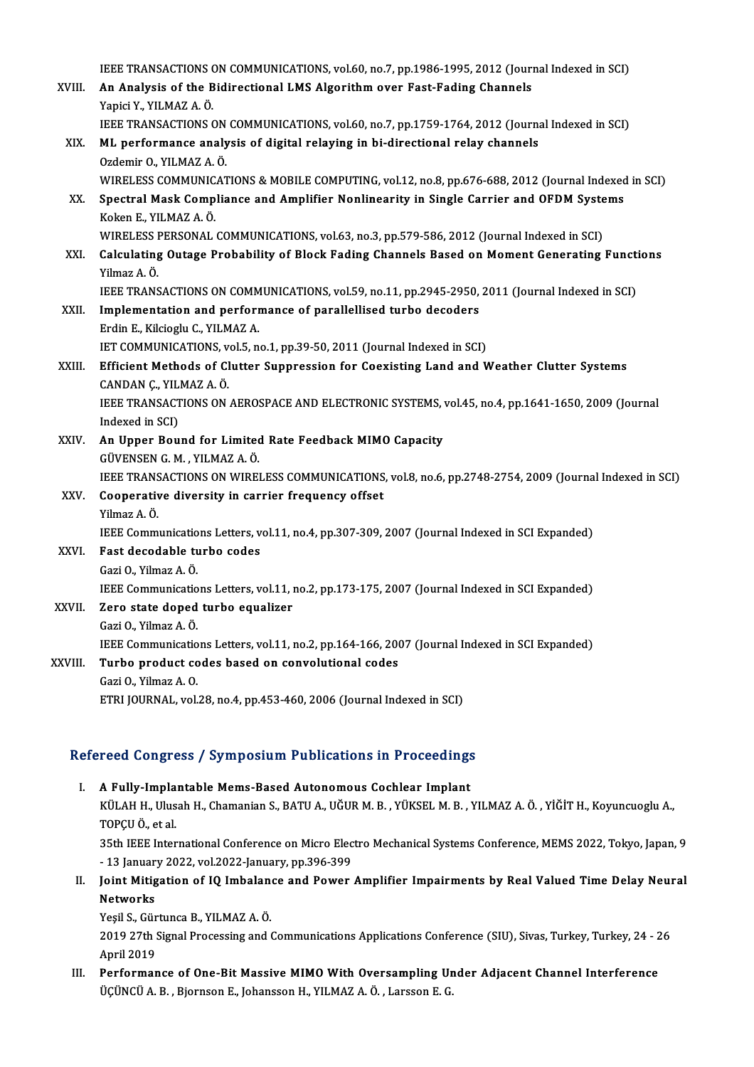IEEE TRANSACTIONS ON COMMUNICATIONS, vol.60, no.7, pp.1986-1995, 2012 (Journal Indexed in SCI)

XVIII. **An Analysis of the Bidirectional LMS Algorithm over Fast-Fading Channels**
Yapici Y., YILMAZ A. Ö.
IEEE TRANSACTIONS ON COMMUNICATIONS, vol.60, no.7, pp.1759-1764, 2012 (Journal Indexed in SCI)

XIX. **ML performance analysis of digital relaying in bi-directional relay channels**
Ozdemir O., YILMAZ A. Ö.
WIRELESS COMMUNICATIONS & MOBILE COMPUTING, vol.12, no.8, pp.676-688, 2012 (Journal Indexed in SCI)

XX. **Spectral Mask Compliance and Amplifier Nonlinearity in Single Carrier and OFDM Systems**
Koken E., YILMAZ A. Ö.
WIRELESS PERSONAL COMMUNICATIONS, vol.63, no.3, pp.579-586, 2012 (Journal Indexed in SCI)

XXI. **Calculating Outage Probability of Block Fading Channels Based on Moment Generating Functions**
Yilmaz A. Ö.
IEEE TRANSACTIONS ON COMMUNICATIONS, vol.59, no.11, pp.2945-2950, 2011 (Journal Indexed in SCI)

XXII. **Implementation and performance of parallellised turbo decoders**
Erdin E., Kilcioglu C., YILMAZ A.
IET COMMUNICATIONS, vol.5, no.1, pp.39-50, 2011 (Journal Indexed in SCI)

XXIII. **Efficient Methods of Clutter Suppression for Coexisting Land and Weather Clutter Systems**
CANDAN Ç., YILMAZ A. Ö.
IEEE TRANSACTIONS ON AEROSPACE AND ELECTRONIC SYSTEMS, vol.45, no.4, pp.1641-1650, 2009 (Journal Indexed in SCI)

XXIV. **An Upper Bound for Limited Rate Feedback MIMO Capacity**
GÜVENSEN G. M. , YILMAZ A. Ö.
IEEE TRANSACTIONS ON WIRELESS COMMUNICATIONS, vol.8, no.6, pp.2748-2754, 2009 (Journal Indexed in SCI)

XXV. **Cooperative diversity in carrier frequency offset**
Yilmaz A. Ö.
IEEE Communications Letters, vol.11, no.4, pp.307-309, 2007 (Journal Indexed in SCI Expanded)

XXVI. **Fast decodable turbo codes**
Gazi O., Yilmaz A. Ö.
IEEE Communications Letters, vol.11, no.2, pp.173-175, 2007 (Journal Indexed in SCI Expanded)

XXVII. **Zero state doped turbo equalizer**
Gazi O., Yilmaz A. Ö.
IEEE Communications Letters, vol.11, no.2, pp.164-166, 2007 (Journal Indexed in SCI Expanded)

XXVIII. **Turbo product codes based on convolutional codes**
Gazi O., Yilmaz A. O.
ETRI JOURNAL, vol.28, no.4, pp.453-460, 2006 (Journal Indexed in SCI)

## Refereed Congress / Symposium Publications in Proceedings

I. **A Fully-Implantable Mems-Based Autonomous Cochlear Implant**
KÜLAH H., Ulusah H., Chamanian S., BATU A., UĞUR M. B. , YÜKSEL M. B. , YILMAZ A. Ö. , YİĞİT H., Koyuncuoglu A., TOPÇU Ö., et al.
35th IEEE International Conference on Micro Electro Mechanical Systems Conference, MEMS 2022, Tokyo, Japan, 9 - 13 January 2022, vol.2022-January, pp.396-399

II. **Joint Mitigation of IQ Imbalance and Power Amplifier Impairments by Real Valued Time Delay Neural Networks**
Yeşil S., Gürtunca B., YILMAZ A. Ö.
2019 27th Signal Processing and Communications Applications Conference (SIU), Sivas, Turkey, Turkey, 24 - 26 April 2019

III. **Performance of One-Bit Massive MIMO With Oversampling Under Adjacent Channel Interference**
ÜÇÜNCÜ A. B. , Bjornson E., Johansson H., YILMAZ A. Ö. , Larsson E. G.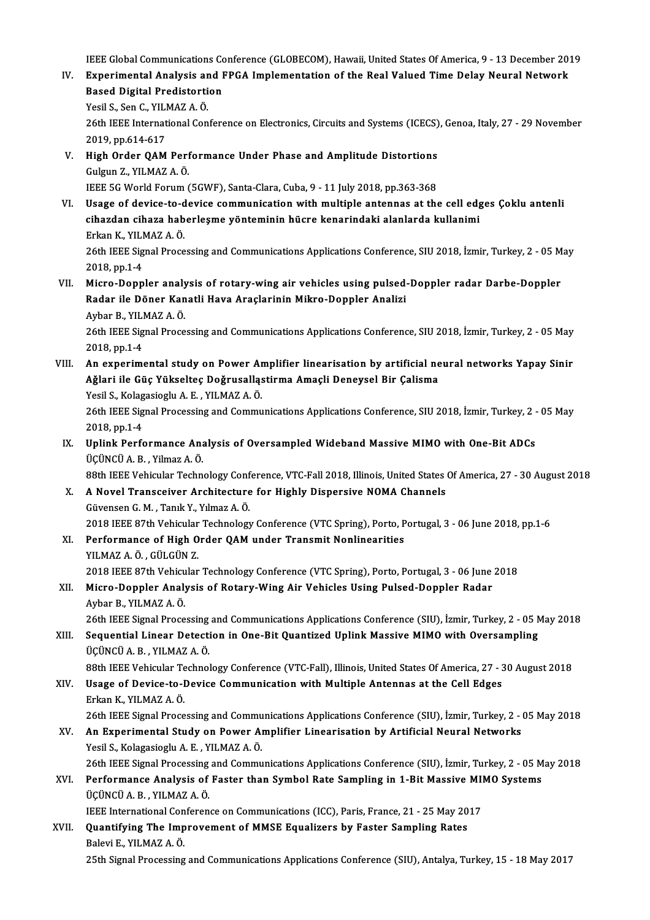IEEE Global Communications Conference (GLOBECOM), Hawaii, United States Of America, 9 - 13 December 2019

IV. **Experimental Analysis and FPGA Implementation of the Real Valued Time Delay Neural Network Based Digital Predistortion**
Yesil S., Sen C., YILMAZ A. Ö.
26th IEEE International Conference on Electronics, Circuits and Systems (ICECS), Genoa, Italy, 27 - 29 November 2019, pp.614-617

V. **High Order QAM Performance Under Phase and Amplitude Distortions**
Gulgun Z., YILMAZ A. Ö.
IEEE 5G World Forum (5GWF), Santa-Clara, Cuba, 9 - 11 July 2018, pp.363-368

VI. **Usage of device-to-device communication with multiple antennas at the cell edges Çoklu antenli cihazdan cihaza haberleşme yönteminin hücre kenarindaki alanlarda kullanimi**
Erkan K., YILMAZ A. Ö.
26th IEEE Signal Processing and Communications Applications Conference, SIU 2018, İzmir, Turkey, 2 - 05 May 2018, pp.1-4

VII. **Micro-Doppler analysis of rotary-wing air vehicles using pulsed-Doppler radar Darbe-Doppler Radar ile Döner Kanatli Hava Araçlarinin Mikro-Doppler Analizi**
Aybar B., YILMAZ A. Ö.
26th IEEE Signal Processing and Communications Applications Conference, SIU 2018, İzmir, Turkey, 2 - 05 May 2018, pp.1-4

VIII. **An experimental study on Power Amplifier linearisation by artificial neural networks Yapay Sinir Ağlari ile Güç Yükselteç Doğrusallaştirma Amaçli Deneysel Bir Çalisma**
Yesil S., Kolagasioglu A. E. , YILMAZ A. Ö.
26th IEEE Signal Processing and Communications Applications Conference, SIU 2018, İzmir, Turkey, 2 - 05 May 2018, pp.1-4

IX. **Uplink Performance Analysis of Oversampled Wideband Massive MIMO with One-Bit ADCs**
ÜÇÜNCÜ A. B. , Yilmaz A. Ö.
88th IEEE Vehicular Technology Conference, VTC-Fall 2018, Illinois, United States Of America, 27 - 30 August 2018

X. **A Novel Transceiver Architecture for Highly Dispersive NOMA Channels**
Güvensen G. M. , Tanık Y., Yılmaz A. Ö.
2018 IEEE 87th Vehicular Technology Conference (VTC Spring), Porto, Portugal, 3 - 06 June 2018, pp.1-6

XI. **Performance of High Order QAM under Transmit Nonlinearities**
YILMAZ A. Ö. , GÜLGÜN Z.
2018 IEEE 87th Vehicular Technology Conference (VTC Spring), Porto, Portugal, 3 - 06 June 2018

XII. **Micro-Doppler Analysis of Rotary-Wing Air Vehicles Using Pulsed-Doppler Radar**
Aybar B., YILMAZ A. Ö.
26th IEEE Signal Processing and Communications Applications Conference (SIU), İzmir, Turkey, 2 - 05 May 2018

XIII. **Sequential Linear Detection in One-Bit Quantized Uplink Massive MIMO with Oversampling**
ÜÇÜNCÜ A. B. , YILMAZ A. Ö.
88th IEEE Vehicular Technology Conference (VTC-Fall), Illinois, United States Of America, 27 - 30 August 2018

XIV. **Usage of Device-to-Device Communication with Multiple Antennas at the Cell Edges**
Erkan K., YILMAZ A. Ö.
26th IEEE Signal Processing and Communications Applications Conference (SIU), İzmir, Turkey, 2 - 05 May 2018

XV. **An Experimental Study on Power Amplifier Linearisation by Artificial Neural Networks**
Yesil S., Kolagasioglu A. E. , YILMAZ A. Ö.
26th IEEE Signal Processing and Communications Applications Conference (SIU), İzmir, Turkey, 2 - 05 May 2018

XVI. **Performance Analysis of Faster than Symbol Rate Sampling in 1-Bit Massive MIMO Systems**
ÜÇÜNCÜ A. B. , YILMAZ A. Ö.
IEEE International Conference on Communications (ICC), Paris, France, 21 - 25 May 2017

XVII. **Quantifying The Improvement of MMSE Equalizers by Faster Sampling Rates**
Balevi E., YILMAZ A. Ö.
25th Signal Processing and Communications Applications Conference (SIU), Antalya, Turkey, 15 - 18 May 2017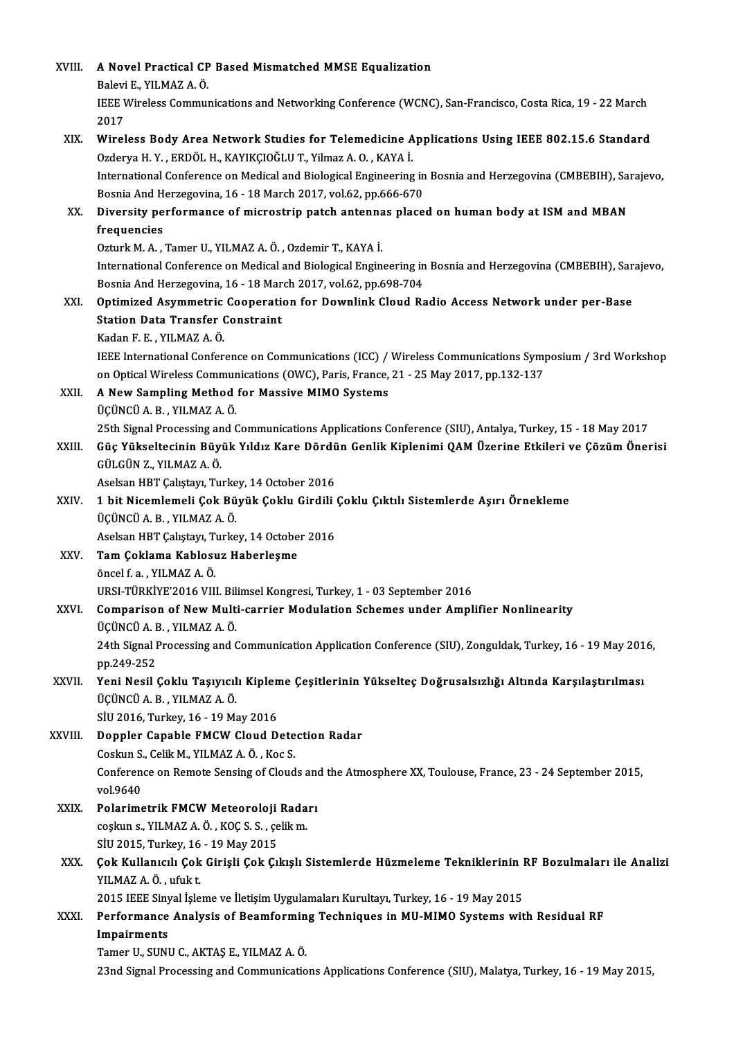XVIII. **A Novel Practical CP Based Mismatched MMSE Equalization**
Balevi E., YILMAZ A. Ö.
IEEE Wireless Communications and Networking Conference (WCNC), San-Francisco, Costa Rica, 19 - 22 March 2017

XIX. **Wireless Body Area Network Studies for Telemedicine Applications Using IEEE 802.15.6 Standard**
Ozderya H. Y. , ERDÖL H., KAYIKÇIOĞLU T., Yilmaz A. O. , KAYA İ.
International Conference on Medical and Biological Engineering in Bosnia and Herzegovina (CMBEBIH), Sarajevo, Bosnia And Herzegovina, 16 - 18 March 2017, vol.62, pp.666-670

XX. **Diversity performance of microstrip patch antennas placed on human body at ISM and MBAN frequencies**
Ozturk M. A. , Tamer U., YILMAZ A. Ö. , Ozdemir T., KAYA İ.
International Conference on Medical and Biological Engineering in Bosnia and Herzegovina (CMBEBIH), Sarajevo, Bosnia And Herzegovina, 16 - 18 March 2017, vol.62, pp.698-704

XXI. **Optimized Asymmetric Cooperation for Downlink Cloud Radio Access Network under per-Base Station Data Transfer Constraint**
Kadan F. E. , YILMAZ A. Ö.
IEEE International Conference on Communications (ICC) / Wireless Communications Symposium / 3rd Workshop on Optical Wireless Communications (OWC), Paris, France, 21 - 25 May 2017, pp.132-137

XXII. **A New Sampling Method for Massive MIMO Systems**
ÜÇÜNCÜ A. B. , YILMAZ A. Ö.
25th Signal Processing and Communications Applications Conference (SIU), Antalya, Turkey, 15 - 18 May 2017

XXIII. **Güç Yükseltecinin Büyük Yıldız Kare Dördün Genlik Kiplenimi QAM Üzerine Etkileri ve Çözüm Önerisi**
GÜLGÜN Z., YILMAZ A. Ö.
Aselsan HBT Çalıştayı, Turkey, 14 October 2016

XXIV. **1 bit Nicemlemeli Çok Büyük Çoklu Girdili Çoklu Çıktılı Sistemlerde Aşırı Örnekleme**
ÜÇÜNCÜ A. B. , YILMAZ A. Ö.
Aselsan HBT Çalıştayı, Turkey, 14 October 2016

XXV. **Tam Çoklama Kablosuz Haberleşme**
öncel f. a. , YILMAZ A. Ö.
URSI-TÜRKİYE'2016 VIII. Bilimsel Kongresi, Turkey, 1 - 03 September 2016

XXVI. **Comparison of New Multi-carrier Modulation Schemes under Amplifier Nonlinearity**
ÜÇÜNCÜ A. B. , YILMAZ A. Ö.
24th Signal Processing and Communication Application Conference (SIU), Zonguldak, Turkey, 16 - 19 May 2016, pp.249-252

XXVII. **Yeni Nesil Çoklu Taşıyıcılı Kipleme Çeşitlerinin Yükselteç Doğrusalsızlığı Altında Karşılaştırılması**
ÜÇÜNCÜ A. B. , YILMAZ A. Ö.
SİU 2016, Turkey, 16 - 19 May 2016

XXVIII. **Doppler Capable FMCW Cloud Detection Radar**
Coskun S., Celik M., YILMAZ A. Ö. , Koc S.
Conference on Remote Sensing of Clouds and the Atmosphere XX, Toulouse, France, 23 - 24 September 2015, vol.9640

XXIX. **Polarimetrik FMCW Meteoroloji Radarı**
coşkun s., YILMAZ A. Ö. , KOÇ S. S. , çelik m.
SİU 2015, Turkey, 16 - 19 May 2015

XXX. **Çok Kullanıcılı Çok Girişli Çok Çıkışlı Sistemlerde Hüzmeleme Tekniklerinin RF Bozulmaları ile Analizi**
YILMAZ A. Ö. , ufuk t.
2015 IEEE Sinyal İşleme ve İletişim Uygulamaları Kurultayı, Turkey, 16 - 19 May 2015

XXXI. **Performance Analysis of Beamforming Techniques in MU-MIMO Systems with Residual RF Impairments**
Tamer U., SUNU C., AKTAŞ E., YILMAZ A. Ö.
23nd Signal Processing and Communications Applications Conference (SIU), Malatya, Turkey, 16 - 19 May 2015,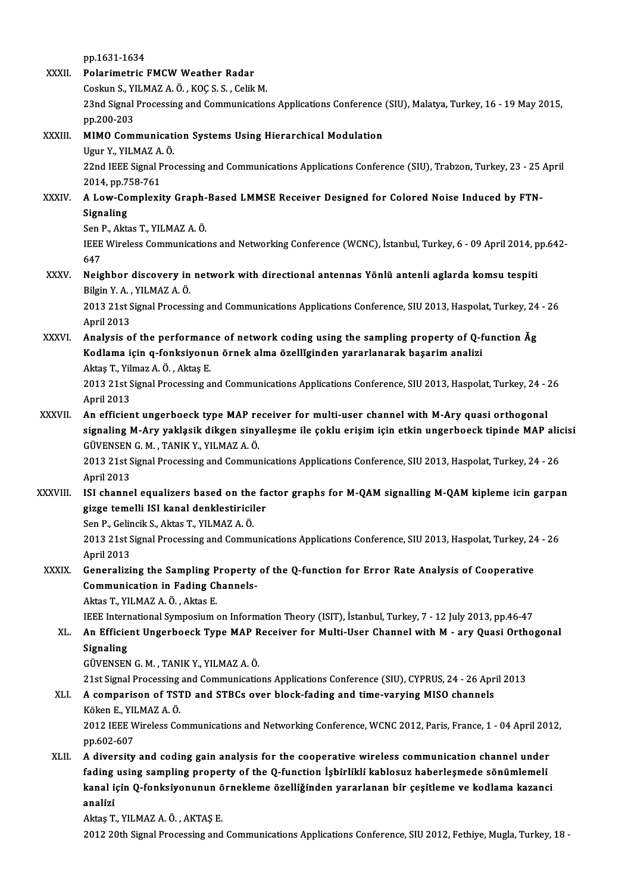pp.1631-1634

XXXII. **Polarimetric FMCW Weather Radar**
Coskun S., YILMAZ A. Ö. , KOÇ S. S. , Celik M.
23nd Signal Processing and Communications Applications Conference (SIU), Malatya, Turkey, 16 - 19 May 2015, pp.200-203

XXXIII. **MIMO Communication Systems Using Hierarchical Modulation**
Ugur Y., YILMAZ A. Ö.
22nd IEEE Signal Processing and Communications Applications Conference (SIU), Trabzon, Turkey, 23 - 25 April 2014, pp.758-761

XXXIV. **A Low-Complexity Graph-Based LMMSE Receiver Designed for Colored Noise Induced by FTN-Signaling**
Sen P., Aktas T., YILMAZ A. Ö.
IEEE Wireless Communications and Networking Conference (WCNC), İstanbul, Turkey, 6 - 09 April 2014, pp.642-647

XXXV. **Neighbor discovery in network with directional antennas Yönlü antenli aglarda komsu tespiti**
Bilgin Y. A. , YILMAZ A. Ö.
2013 21st Signal Processing and Communications Applications Conference, SIU 2013, Haspolat, Turkey, 24 - 26 April 2013

XXXVI. **Analysis of the performance of network coding using the sampling property of Q-function Ăg Kodlama için q-fonksiyonun örnek alma özellĭginden yararlanarak başarim analizi**
Aktaş T., Yilmaz A. Ö. , Aktaş E.
2013 21st Signal Processing and Communications Applications Conference, SIU 2013, Haspolat, Turkey, 24 - 26 April 2013

XXXVII. **An efficient ungerboeck type MAP receiver for multi-user channel with M-Ary quasi orthogonal signaling M-Ary yaklaşik dikgen sinyalleşme ile çoklu erişim için etkin ungerboeck tipinde MAP alicisi**
GÜVENSEN G. M. , TANIK Y., YILMAZ A. Ö.
2013 21st Signal Processing and Communications Applications Conference, SIU 2013, Haspolat, Turkey, 24 - 26 April 2013

XXXVIII. **ISI channel equalizers based on the factor graphs for M-QAM signalling M-QAM kipleme icin garpan gizge temelli ISI kanal denklestiriciler**
Sen P., Gelincik S., Aktas T., YILMAZ A. Ö.
2013 21st Signal Processing and Communications Applications Conference, SIU 2013, Haspolat, Turkey, 24 - 26 April 2013

XXXIX. **Generalizing the Sampling Property of the Q-function for Error Rate Analysis of Cooperative Communication in Fading Channels-**
Aktas T., YILMAZ A. Ö. , Aktas E.
IEEE International Symposium on Information Theory (ISIT), İstanbul, Turkey, 7 - 12 July 2013, pp.46-47

XL. **An Efficient Ungerboeck Type MAP Receiver for Multi-User Channel with M - ary Quasi Orthogonal Signaling**
GÜVENSEN G. M. , TANIK Y., YILMAZ A. Ö.
21st Signal Processing and Communications Applications Conference (SIU), CYPRUS, 24 - 26 April 2013

XLI. **A comparison of TSTD and STBCs over block-fading and time-varying MISO channels**
Köken E., YILMAZ A. Ö.
2012 IEEE Wireless Communications and Networking Conference, WCNC 2012, Paris, France, 1 - 04 April 2012, pp.602-607

XLII. **A diversity and coding gain analysis for the cooperative wireless communication channel under fading using sampling property of the Q-function İşbirlikli kablosuz haberleşmede sönümlemeli kanal için Q-fonksiyonunun örnekleme özelliğinden yararlanan bir çeşitleme ve kodlama kazanci analizi**
Aktaş T., YILMAZ A. Ö. , AKTAŞ E.
2012 20th Signal Processing and Communications Applications Conference, SIU 2012, Fethiye, Mugla, Turkey, 18 -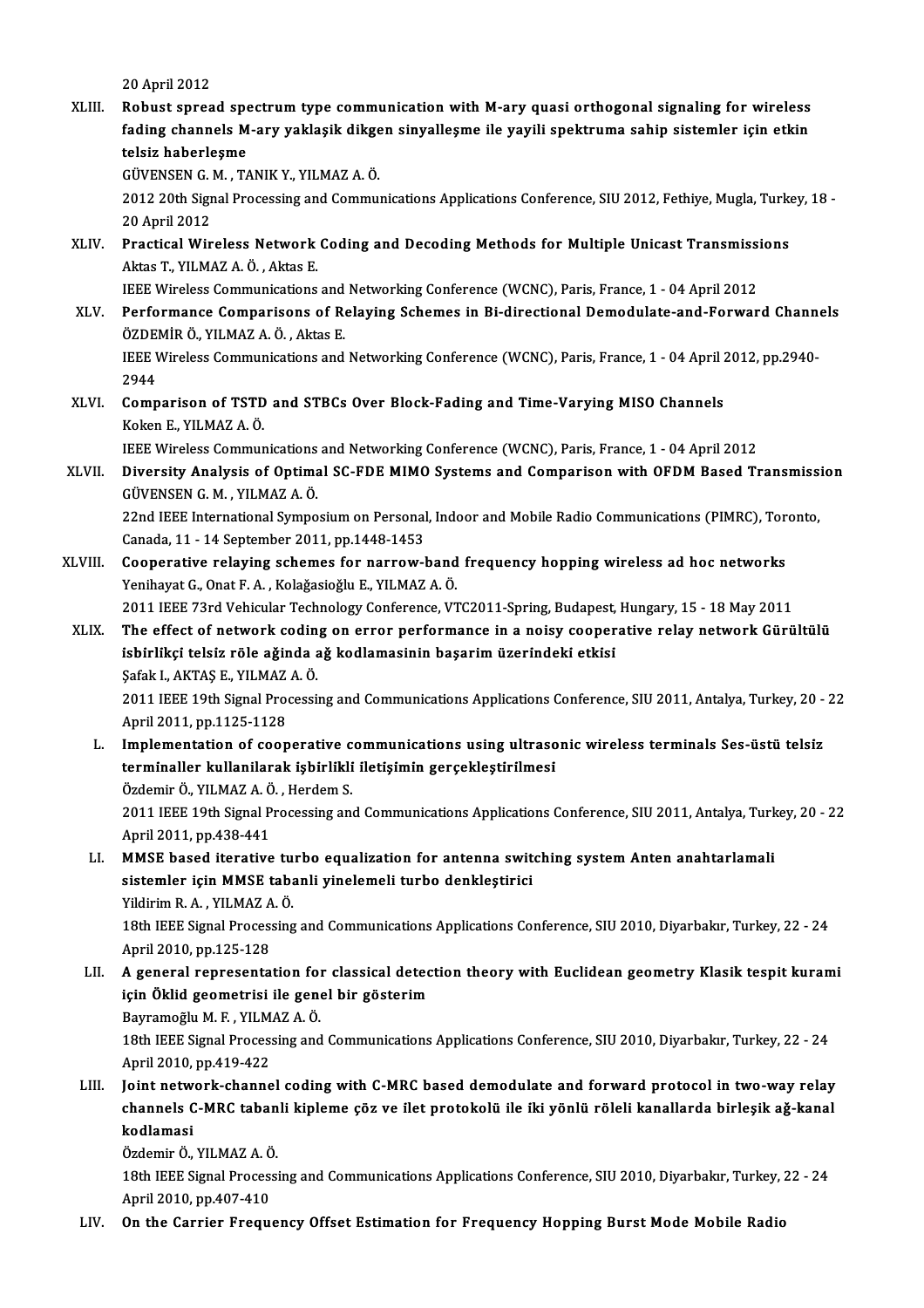20 April 2012

XLIII. **Robust spread spectrum type communication with M-ary quasi orthogonal signaling for wireless fading channels M-ary yaklaşik dikgen sinyalleşme ile yayili spektruma sahip sistemler için etkin telsiz haberleşme**
GÜVENSEN G. M. , TANIK Y., YILMAZ A. Ö.
2012 20th Signal Processing and Communications Applications Conference, SIU 2012, Fethiye, Mugla, Turkey, 18 - 20 April 2012

XLIV. **Practical Wireless Network Coding and Decoding Methods for Multiple Unicast Transmissions**
Aktas T., YILMAZ A. Ö. , Aktas E.
IEEE Wireless Communications and Networking Conference (WCNC), Paris, France, 1 - 04 April 2012

XLV. **Performance Comparisons of Relaying Schemes in Bi-directional Demodulate-and-Forward Channels**
ÖZDEMİR Ö., YILMAZ A. Ö. , Aktas E.
IEEE Wireless Communications and Networking Conference (WCNC), Paris, France, 1 - 04 April 2012, pp.2940-2944

XLVI. **Comparison of TSTD and STBCs Over Block-Fading and Time-Varying MISO Channels**
Koken E., YILMAZ A. Ö.
IEEE Wireless Communications and Networking Conference (WCNC), Paris, France, 1 - 04 April 2012

XLVII. **Diversity Analysis of Optimal SC-FDE MIMO Systems and Comparison with OFDM Based Transmission**
GÜVENSEN G. M. , YILMAZ A. Ö.
22nd IEEE International Symposium on Personal, Indoor and Mobile Radio Communications (PIMRC), Toronto, Canada, 11 - 14 September 2011, pp.1448-1453

XLVIII. **Cooperative relaying schemes for narrow-band frequency hopping wireless ad hoc networks**
Yenihayat G., Onat F. A. , Kolağasioğlu E., YILMAZ A. Ö.
2011 IEEE 73rd Vehicular Technology Conference, VTC2011-Spring, Budapest, Hungary, 15 - 18 May 2011

XLIX. **The effect of network coding on error performance in a noisy cooperative relay network Gürültülü isbirlikçi telsiz röle ağinda ağ kodlamasinin başarim üzerindeki etkisi**
Şafak I., AKTAŞ E., YILMAZ A. Ö.
2011 IEEE 19th Signal Processing and Communications Applications Conference, SIU 2011, Antalya, Turkey, 20 - 22 April 2011, pp.1125-1128

L. **Implementation of cooperative communications using ultrasonic wireless terminals Ses-üstü telsiz terminaller kullanilarak işbirlikli iletişimin gerçekleştirilmesi**
Özdemir Ö., YILMAZ A. Ö. , Herdem S.
2011 IEEE 19th Signal Processing and Communications Applications Conference, SIU 2011, Antalya, Turkey, 20 - 22 April 2011, pp.438-441

LI. **MMSE based iterative turbo equalization for antenna switching system Anten anahtarlamali sistemler için MMSE tabanli yinelemeli turbo denkleştirici**
Yildirim R. A. , YILMAZ A. Ö.
18th IEEE Signal Processing and Communications Applications Conference, SIU 2010, Diyarbakır, Turkey, 22 - 24 April 2010, pp.125-128

LII. **A general representation for classical detection theory with Euclidean geometry Klasik tespit kurami için Öklid geometrisi ile genel bir gösterim**
Bayramoğlu M. F. , YILMAZ A. Ö.
18th IEEE Signal Processing and Communications Applications Conference, SIU 2010, Diyarbakır, Turkey, 22 - 24 April 2010, pp.419-422

LIII. **Joint network-channel coding with C-MRC based demodulate and forward protocol in two-way relay channels C-MRC tabanli kipleme çöz ve ilet protokolü ile iki yönlü röleli kanallarda birleşik ağ-kanal kodlamasi**
Özdemir Ö., YILMAZ A. Ö.
18th IEEE Signal Processing and Communications Applications Conference, SIU 2010, Diyarbakır, Turkey, 22 - 24 April 2010, pp.407-410

LIV. **On the Carrier Frequency Offset Estimation for Frequency Hopping Burst Mode Mobile Radio**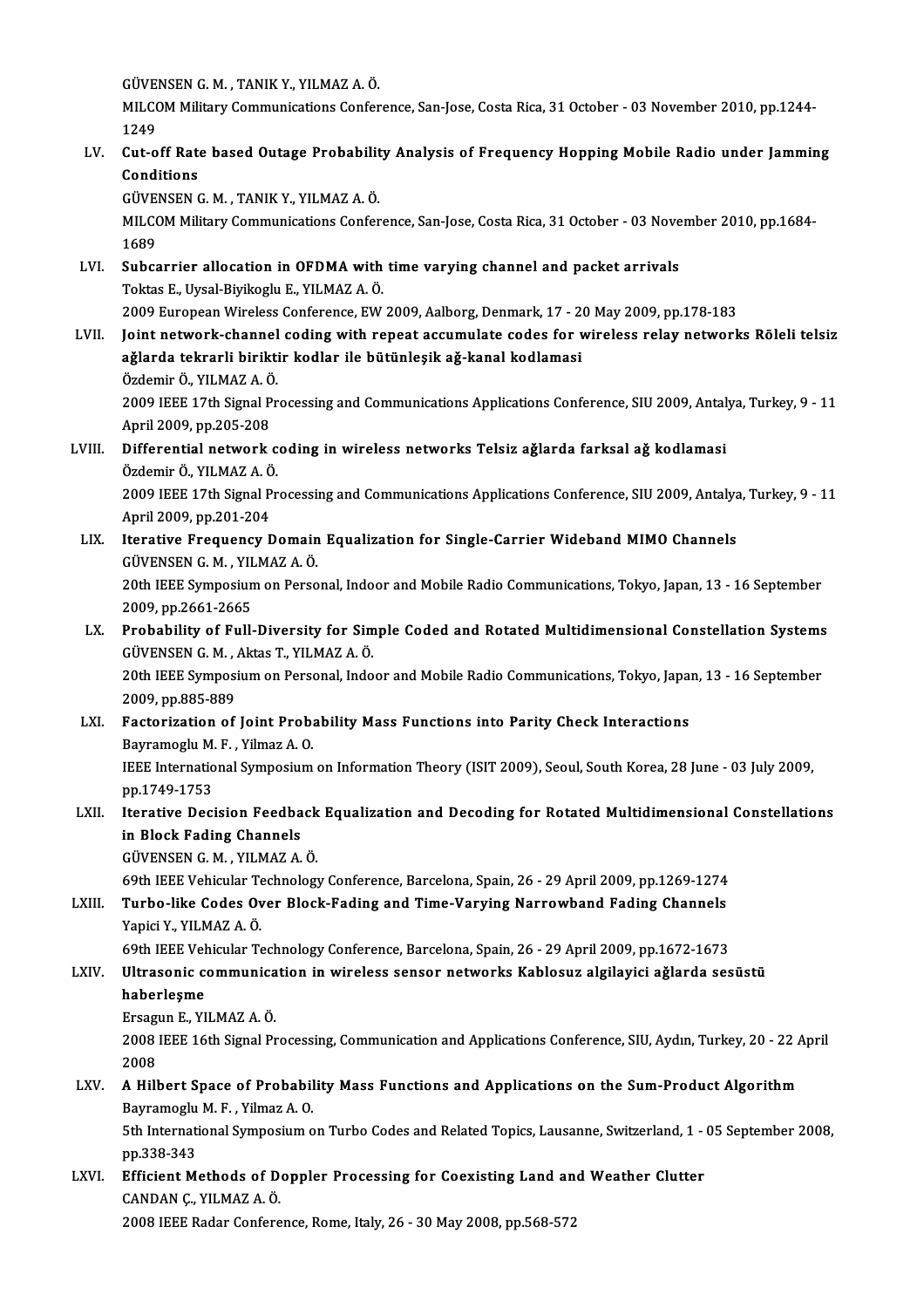GÜVENSEN G. M. , TANIK Y., YILMAZ A. Ö.
MILCOM Military Communications Conference, San-Jose, Costa Rica, 31 October - 03 November 2010, pp.1244-1249

LV. **Cut-off Rate based Outage Probability Analysis of Frequency Hopping Mobile Radio under Jamming Conditions**
GÜVENSEN G. M. , TANIK Y., YILMAZ A. Ö.
MILCOM Military Communications Conference, San-Jose, Costa Rica, 31 October - 03 November 2010, pp.1684-1689

LVI. **Subcarrier allocation in OFDMA with time varying channel and packet arrivals**
Toktas E., Uysal-Biyikoglu E., YILMAZ A. Ö.
2009 European Wireless Conference, EW 2009, Aalborg, Denmark, 17 - 20 May 2009, pp.178-183

LVII. **Joint network-channel coding with repeat accumulate codes for wireless relay networks Röleli telsiz ağlarda tekrarli biriktir kodlar ile bütünleşik ağ-kanal kodlamasi**
Özdemir Ö., YILMAZ A. Ö.
2009 IEEE 17th Signal Processing and Communications Applications Conference, SIU 2009, Antalya, Turkey, 9 - 11 April 2009, pp.205-208

LVIII. **Differential network coding in wireless networks Telsiz ağlarda farksal ağ kodlamasi**
Özdemir Ö., YILMAZ A. Ö.
2009 IEEE 17th Signal Processing and Communications Applications Conference, SIU 2009, Antalya, Turkey, 9 - 11 April 2009, pp.201-204

LIX. **Iterative Frequency Domain Equalization for Single-Carrier Wideband MIMO Channels**
GÜVENSEN G. M. , YILMAZ A. Ö.
20th IEEE Symposium on Personal, Indoor and Mobile Radio Communications, Tokyo, Japan, 13 - 16 September 2009, pp.2661-2665

LX. **Probability of Full-Diversity for Simple Coded and Rotated Multidimensional Constellation Systems**
GÜVENSEN G. M. , Aktas T., YILMAZ A. Ö.
20th IEEE Symposium on Personal, Indoor and Mobile Radio Communications, Tokyo, Japan, 13 - 16 September 2009, pp.885-889

LXI. **Factorization of Joint Probability Mass Functions into Parity Check Interactions**
Bayramoglu M. F. , Yilmaz A. O.
IEEE International Symposium on Information Theory (ISIT 2009), Seoul, South Korea, 28 June - 03 July 2009, pp.1749-1753

LXII. **Iterative Decision Feedback Equalization and Decoding for Rotated Multidimensional Constellations in Block Fading Channels**
GÜVENSEN G. M. , YILMAZ A. Ö.
69th IEEE Vehicular Technology Conference, Barcelona, Spain, 26 - 29 April 2009, pp.1269-1274

LXIII. **Turbo-like Codes Over Block-Fading and Time-Varying Narrowband Fading Channels**
Yapici Y., YILMAZ A. Ö.
69th IEEE Vehicular Technology Conference, Barcelona, Spain, 26 - 29 April 2009, pp.1672-1673

LXIV. **Ultrasonic communication in wireless sensor networks Kablosuz algilayici ağlarda sesüstü haberleşme**
Ersagun E., YILMAZ A. Ö.
2008 IEEE 16th Signal Processing, Communication and Applications Conference, SIU, Aydın, Turkey, 20 - 22 April 2008

LXV. **A Hilbert Space of Probability Mass Functions and Applications on the Sum-Product Algorithm**
Bayramoglu M. F. , Yilmaz A. O.
5th International Symposium on Turbo Codes and Related Topics, Lausanne, Switzerland, 1 - 05 September 2008, pp.338-343

LXVI. **Efficient Methods of Doppler Processing for Coexisting Land and Weather Clutter**
CANDAN Ç., YILMAZ A. Ö.
2008 IEEE Radar Conference, Rome, Italy, 26 - 30 May 2008, pp.568-572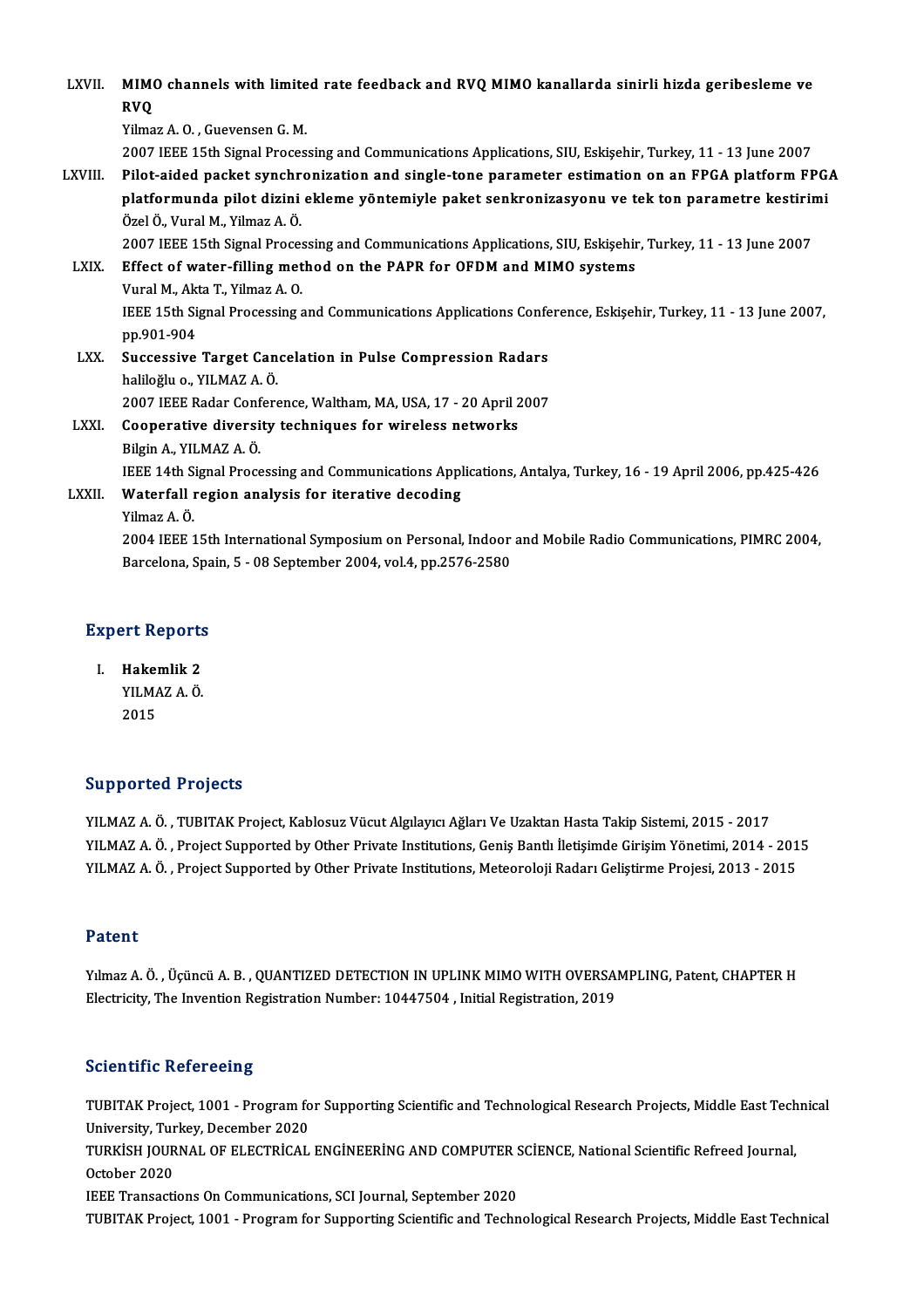LXVII. **MIMO channels with limited rate feedback and RVQ MIMO kanallarda sinirli hizda geribesleme ve RVQ**
Yilmaz A. O. , Guevensen G. M.
2007 IEEE 15th Signal Processing and Communications Applications, SIU, Eskişehir, Turkey, 11 - 13 June 2007

LXVIII. **Pilot-aided packet synchronization and single-tone parameter estimation on an FPGA platform FPGA platformunda pilot dizini ekleme yöntemiyle paket senkronizasyonu ve tek ton parametre kestirimi**
Özel Ö., Vural M., Yilmaz A. Ö.
2007 IEEE 15th Signal Processing and Communications Applications, SIU, Eskişehir, Turkey, 11 - 13 June 2007

LXIX. **Effect of water-filling method on the PAPR for OFDM and MIMO systems**
Vural M., Akta T., Yilmaz A. O.
IEEE 15th Signal Processing and Communications Applications Conference, Eskişehir, Turkey, 11 - 13 June 2007, pp.901-904

LXX. **Successive Target Cancelation in Pulse Compression Radars**
haliloğlu o., YILMAZ A. Ö.
2007 IEEE Radar Conference, Waltham, MA, USA, 17 - 20 April 2007

LXXI. **Cooperative diversity techniques for wireless networks**
Bilgin A., YILMAZ A. Ö.
IEEE 14th Signal Processing and Communications Applications, Antalya, Turkey, 16 - 19 April 2006, pp.425-426

LXXII. **Waterfall region analysis for iterative decoding**
Yilmaz A. Ö.
2004 IEEE 15th International Symposium on Personal, Indoor and Mobile Radio Communications, PIMRC 2004, Barcelona, Spain, 5 - 08 September 2004, vol.4, pp.2576-2580

## Expert Reports

I. **Hakemlik 2**
YILMAZ A. Ö.
2015

## Supported Projects

YILMAZ A. Ö. , TUBITAK Project, Kablosuz Vücut Algılayıcı Ağları Ve Uzaktan Hasta Takip Sistemi, 2015 - 2017
YILMAZ A. Ö. , Project Supported by Other Private Institutions, Geniş Bantlı İletişimde Girişim Yönetimi, 2014 - 2015
YILMAZ A. Ö. , Project Supported by Other Private Institutions, Meteoroloji Radarı Geliştirme Projesi, 2013 - 2015

## Patent

Yılmaz A. Ö. , Üçüncü A. B. , QUANTIZED DETECTION IN UPLINK MIMO WITH OVERSAMPLING, Patent, CHAPTER H Electricity, The Invention Registration Number: 10447504 , Initial Registration, 2019

## Scientific Refereeing

TUBITAK Project, 1001 - Program for Supporting Scientific and Technological Research Projects, Middle East Technical University, Turkey, December 2020
TURKİSH JOURNAL OF ELECTRİCAL ENGİNEERİNG AND COMPUTER SCİENCE, National Scientific Refreed Journal, October 2020
IEEE Transactions On Communications, SCI Journal, September 2020
TUBITAK Project, 1001 - Program for Supporting Scientific and Technological Research Projects, Middle East Technical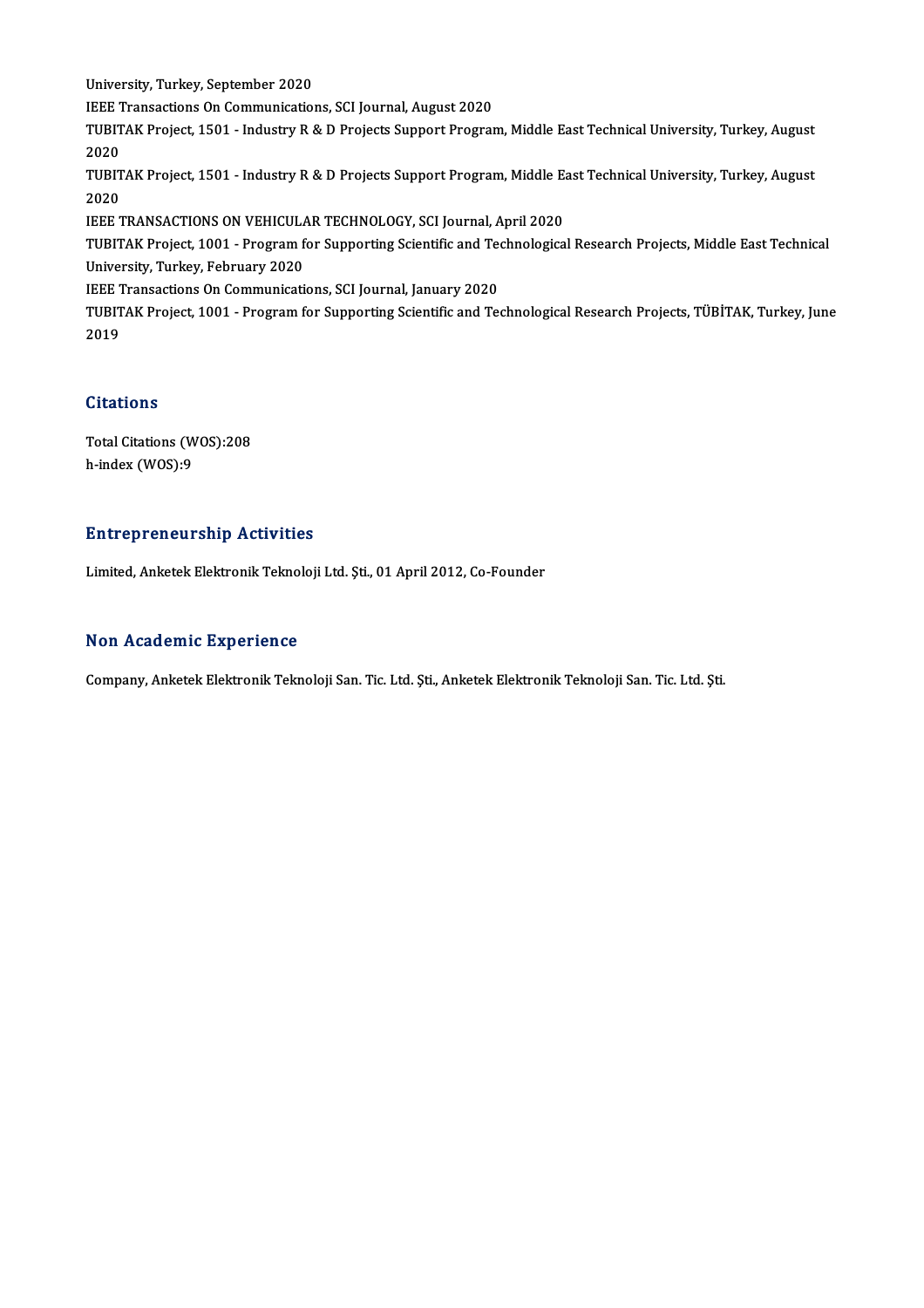University, Turkey, September 2020
IEEE Transactions On Communications, SCI Journal, August 2020
TUBITAK Project, 1501 - Industry R & D Projects Support Program, Middle East Technical University, Turkey, August 2020
TUBITAK Project, 1501 - Industry R & D Projects Support Program, Middle East Technical University, Turkey, August 2020
IEEE TRANSACTIONS ON VEHICULAR TECHNOLOGY, SCI Journal, April 2020
TUBITAK Project, 1001 - Program for Supporting Scientific and Technological Research Projects, Middle East Technical University, Turkey, February 2020
IEEE Transactions On Communications, SCI Journal, January 2020
TUBITAK Project, 1001 - Program for Supporting Scientific and Technological Research Projects, TÜBİTAK, Turkey, June 2019

## Citations

Total Citations (WOS):208
h-index (WOS):9

## Entrepreneurship Activities

Limited, Anketek Elektronik Teknoloji Ltd. Şti., 01 April 2012, Co-Founder

## Non Academic Experience

Company, Anketek Elektronik Teknoloji San. Tic. Ltd. Şti., Anketek Elektronik Teknoloji San. Tic. Ltd. Şti.